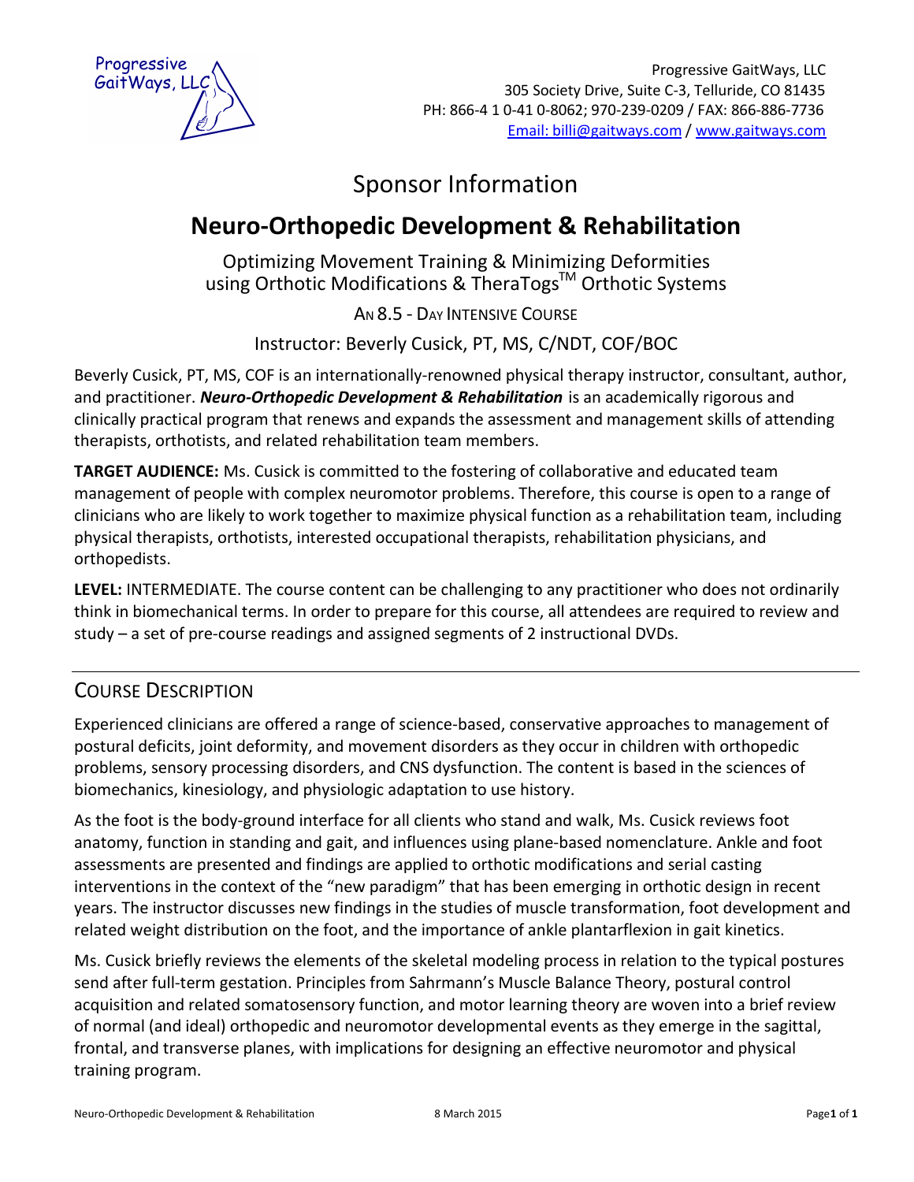Progressive GaitWays, LLC

Progressive GaitWays, LLC
305 Society Drive, Suite C-3, Telluride, CO 81435
PH: 866-4 1 0-41 0-8062; 970-239-0209 / FAX: 866-886-7736
Email: billi@gaitways.com / www.gaitways.com

# Sponsor Information

# Neuro-Orthopedic Development & Rehabilitation

Optimizing Movement Training & Minimizing Deformities
using Orthotic Modifications & TheraTogs™ Orthotic Systems

AN 8.5 - DAY INTENSIVE COURSE

Instructor: Beverly Cusick, PT, MS, C/NDT, COF/BOC

Beverly Cusick, PT, MS, COF is an internationally-renowned physical therapy instructor, consultant, author, and practitioner. ***Neuro-Orthopedic Development & Rehabilitation*** is an academically rigorous and clinically practical program that renews and expands the assessment and management skills of attending therapists, orthotists, and related rehabilitation team members.

**TARGET AUDIENCE:** Ms. Cusick is committed to the fostering of collaborative and educated team management of people with complex neuromotor problems. Therefore, this course is open to a range of clinicians who are likely to work together to maximize physical function as a rehabilitation team, including physical therapists, orthotists, interested occupational therapists, rehabilitation physicians, and orthopedists.

**LEVEL:** INTERMEDIATE. The course content can be challenging to any practitioner who does not ordinarily think in biomechanical terms. In order to prepare for this course, all attendees are required to review and study – a set of pre-course readings and assigned segments of 2 instructional DVDs.

## COURSE DESCRIPTION

Experienced clinicians are offered a range of science-based, conservative approaches to management of postural deficits, joint deformity, and movement disorders as they occur in children with orthopedic problems, sensory processing disorders, and CNS dysfunction. The content is based in the sciences of biomechanics, kinesiology, and physiologic adaptation to use history.

As the foot is the body-ground interface for all clients who stand and walk, Ms. Cusick reviews foot anatomy, function in standing and gait, and influences using plane-based nomenclature. Ankle and foot assessments are presented and findings are applied to orthotic modifications and serial casting interventions in the context of the "new paradigm" that has been emerging in orthotic design in recent years. The instructor discusses new findings in the studies of muscle transformation, foot development and related weight distribution on the foot, and the importance of ankle plantarflexion in gait kinetics.

Ms. Cusick briefly reviews the elements of the skeletal modeling process in relation to the typical postures send after full-term gestation. Principles from Sahrmann's Muscle Balance Theory, postural control acquisition and related somatosensory function, and motor learning theory are woven into a brief review of normal (and ideal) orthopedic and neuromotor developmental events as they emerge in the sagittal, frontal, and transverse planes, with implications for designing an effective neuromotor and physical training program.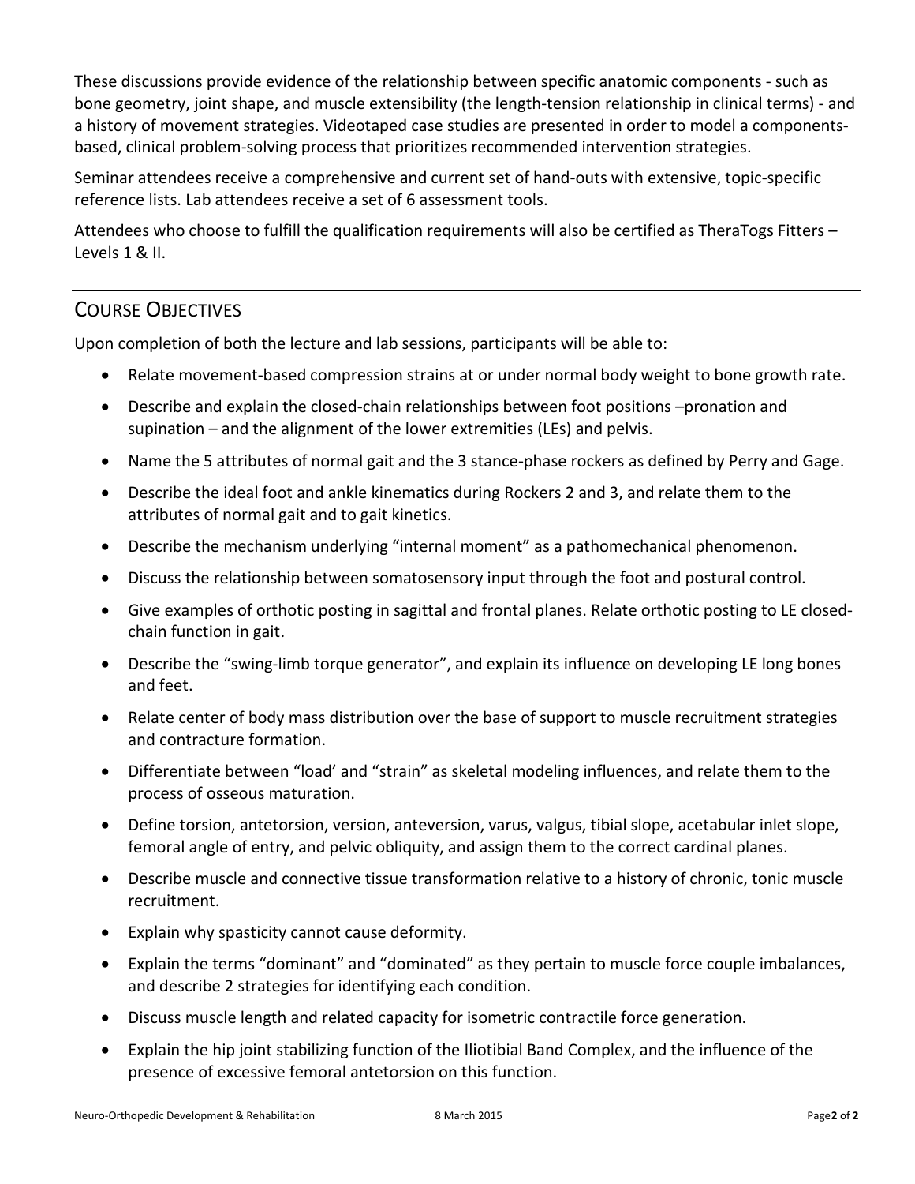These discussions provide evidence of the relationship between specific anatomic components - such as bone geometry, joint shape, and muscle extensibility (the length-tension relationship in clinical terms) - and a history of movement strategies. Videotaped case studies are presented in order to model a components-based, clinical problem-solving process that prioritizes recommended intervention strategies.

Seminar attendees receive a comprehensive and current set of hand-outs with extensive, topic-specific reference lists. Lab attendees receive a set of 6 assessment tools.

Attendees who choose to fulfill the qualification requirements will also be certified as TheraTogs Fitters – Levels 1 & II.

---

## Course Objectives

Upon completion of both the lecture and lab sessions, participants will be able to:

- Relate movement-based compression strains at or under normal body weight to bone growth rate.
- Describe and explain the closed-chain relationships between foot positions –pronation and supination – and the alignment of the lower extremities (LEs) and pelvis.
- Name the 5 attributes of normal gait and the 3 stance-phase rockers as defined by Perry and Gage.
- Describe the ideal foot and ankle kinematics during Rockers 2 and 3, and relate them to the attributes of normal gait and to gait kinetics.
- Describe the mechanism underlying "internal moment" as a pathomechanical phenomenon.
- Discuss the relationship between somatosensory input through the foot and postural control.
- Give examples of orthotic posting in sagittal and frontal planes. Relate orthotic posting to LE closed-chain function in gait.
- Describe the "swing-limb torque generator", and explain its influence on developing LE long bones and feet.
- Relate center of body mass distribution over the base of support to muscle recruitment strategies and contracture formation.
- Differentiate between "load' and "strain" as skeletal modeling influences, and relate them to the process of osseous maturation.
- Define torsion, antetorsion, version, anteversion, varus, valgus, tibial slope, acetabular inlet slope, femoral angle of entry, and pelvic obliquity, and assign them to the correct cardinal planes.
- Describe muscle and connective tissue transformation relative to a history of chronic, tonic muscle recruitment.
- Explain why spasticity cannot cause deformity.
- Explain the terms "dominant" and "dominated" as they pertain to muscle force couple imbalances, and describe 2 strategies for identifying each condition.
- Discuss muscle length and related capacity for isometric contractile force generation.
- Explain the hip joint stabilizing function of the Iliotibial Band Complex, and the influence of the presence of excessive femoral antetorsion on this function.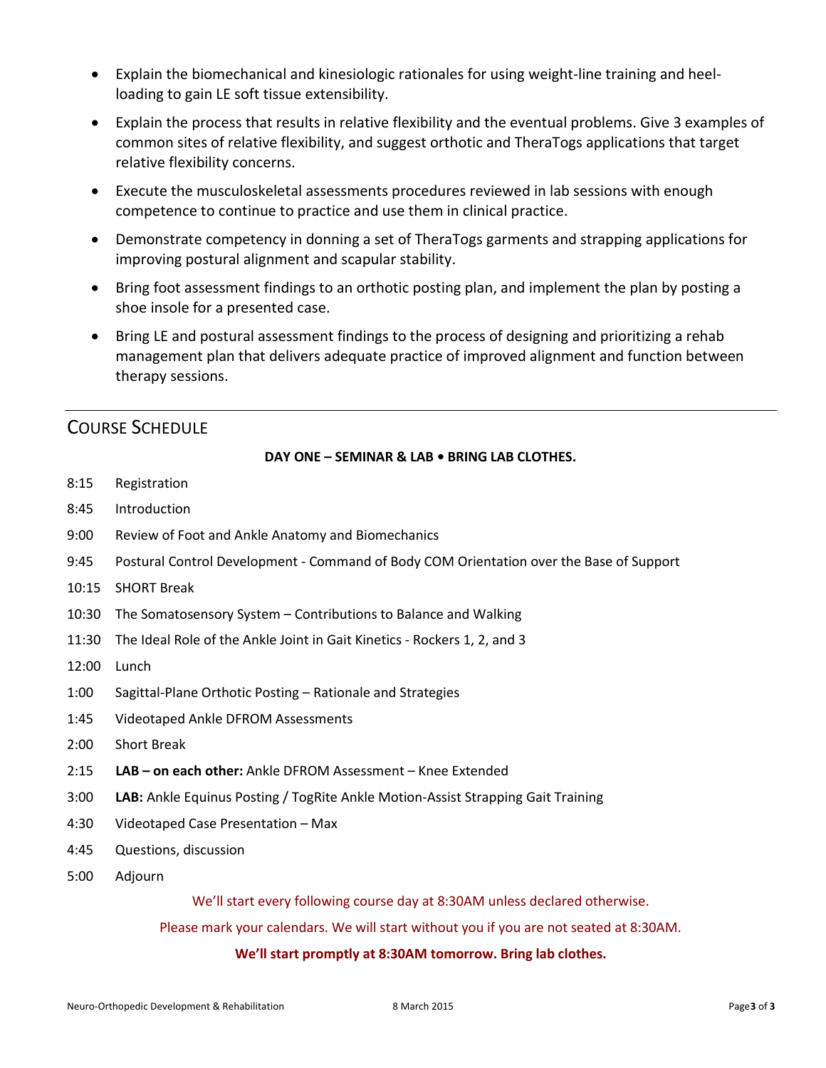- Explain the biomechanical and kinesiologic rationales for using weight-line training and heel-loading to gain LE soft tissue extensibility.
- Explain the process that results in relative flexibility and the eventual problems. Give 3 examples of common sites of relative flexibility, and suggest orthotic and TheraTogs applications that target relative flexibility concerns.
- Execute the musculoskeletal assessments procedures reviewed in lab sessions with enough competence to continue to practice and use them in clinical practice.
- Demonstrate competency in donning a set of TheraTogs garments and strapping applications for improving postural alignment and scapular stability.
- Bring foot assessment findings to an orthotic posting plan, and implement the plan by posting a shoe insole for a presented case.
- Bring LE and postural assessment findings to the process of designing and prioritizing a rehab management plan that delivers adequate practice of improved alignment and function between therapy sessions.

## Course Schedule

**DAY ONE – SEMINAR & LAB • BRING LAB CLOTHES.**

8:15 Registration

8:45 Introduction

9:00 Review of Foot and Ankle Anatomy and Biomechanics

9:45 Postural Control Development - Command of Body COM Orientation over the Base of Support

10:15 SHORT Break

10:30 The Somatosensory System – Contributions to Balance and Walking

11:30 The Ideal Role of the Ankle Joint in Gait Kinetics - Rockers 1, 2, and 3

12:00 Lunch

1:00 Sagittal-Plane Orthotic Posting – Rationale and Strategies

1:45 Videotaped Ankle DFROM Assessments

2:00 Short Break

2:15 **LAB – on each other:** Ankle DFROM Assessment – Knee Extended

3:00 **LAB:** Ankle Equinus Posting / TogRite Ankle Motion-Assist Strapping Gait Training

4:30 Videotaped Case Presentation – Max

4:45 Questions, discussion

5:00 Adjourn

We'll start every following course day at 8:30AM unless declared otherwise.

Please mark your calendars. We will start without you if you are not seated at 8:30AM.

**We'll start promptly at 8:30AM tomorrow. Bring lab clothes.**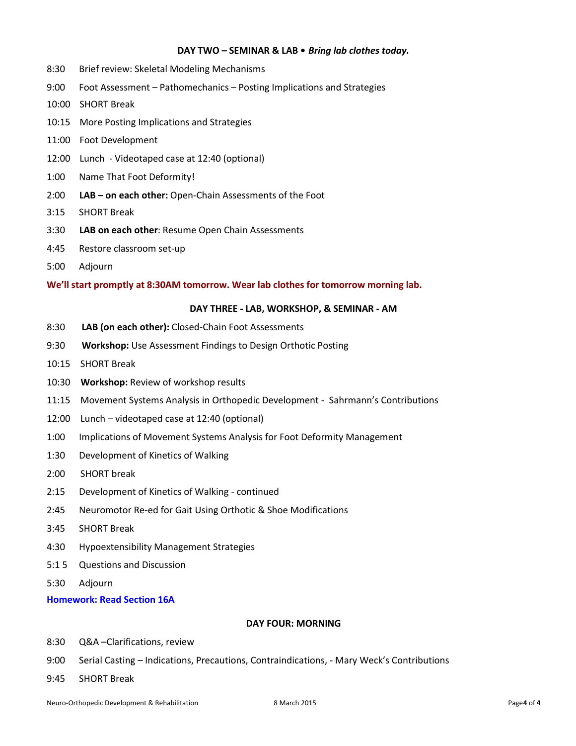**DAY TWO – SEMINAR & LAB • *Bring lab clothes today.***

8:30 Brief review: Skeletal Modeling Mechanisms

9:00 Foot Assessment – Pathomechanics – Posting Implications and Strategies

10:00 SHORT Break

10:15 More Posting Implications and Strategies

11:00 Foot Development

12:00 Lunch - Videotaped case at 12:40 (optional)

1:00 Name That Foot Deformity!

2:00 **LAB – on each other:** Open-Chain Assessments of the Foot

3:15 SHORT Break

3:30 **LAB on each other**: Resume Open Chain Assessments

4:45 Restore classroom set-up

5:00 Adjourn

**We'll start promptly at 8:30AM tomorrow. Wear lab clothes for tomorrow morning lab.**

**DAY THREE - LAB, WORKSHOP, & SEMINAR - AM**

8:30 **LAB (on each other):** Closed-Chain Foot Assessments

9:30 **Workshop:** Use Assessment Findings to Design Orthotic Posting

10:15 SHORT Break

10:30 **Workshop:** Review of workshop results

11:15 Movement Systems Analysis in Orthopedic Development - Sahrmann's Contributions

12:00 Lunch – videotaped case at 12:40 (optional)

1:00 Implications of Movement Systems Analysis for Foot Deformity Management

1:30 Development of Kinetics of Walking

2:00 SHORT break

2:15 Development of Kinetics of Walking - continued

2:45 Neuromotor Re-ed for Gait Using Orthotic & Shoe Modifications

3:45 SHORT Break

4:30 Hypoextensibility Management Strategies

5:1 5 Questions and Discussion

5:30 Adjourn

**Homework: Read Section 16A**

**DAY FOUR: MORNING**

8:30 Q&A –Clarifications, review

9:00 Serial Casting – Indications, Precautions, Contraindications, - Mary Weck's Contributions

9:45 SHORT Break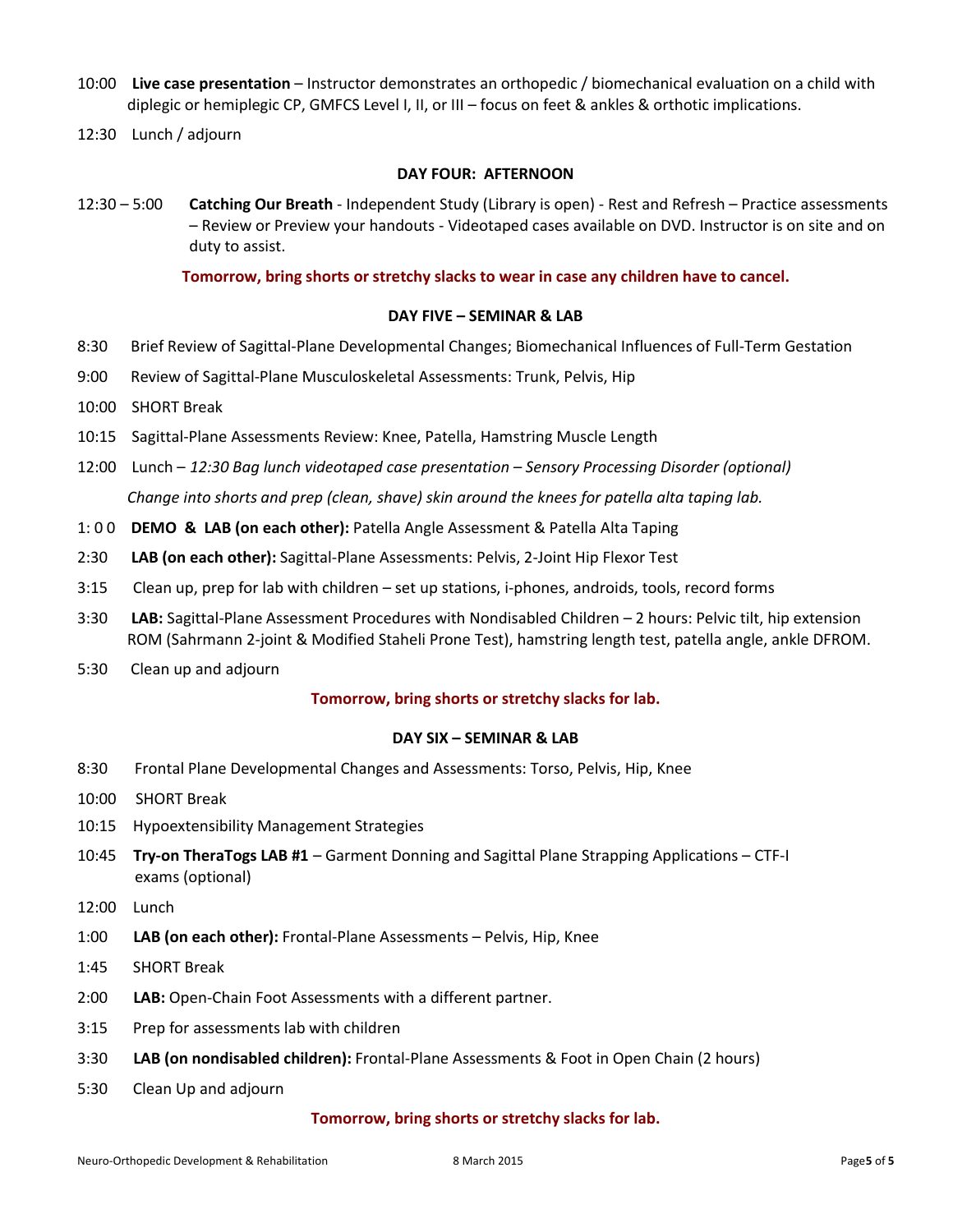10:00 **Live case presentation** – Instructor demonstrates an orthopedic / biomechanical evaluation on a child with diplegic or hemiplegic CP, GMFCS Level I, II, or III – focus on feet & ankles & orthotic implications.

12:30 Lunch / adjourn

### DAY FOUR: AFTERNOON

12:30 – 5:00 **Catching Our Breath** - Independent Study (Library is open) - Rest and Refresh – Practice assessments – Review or Preview your handouts - Videotaped cases available on DVD. Instructor is on site and on duty to assist.

**Tomorrow, bring shorts or stretchy slacks to wear in case any children have to cancel.**

### DAY FIVE – SEMINAR & LAB

8:30 Brief Review of Sagittal-Plane Developmental Changes; Biomechanical Influences of Full-Term Gestation

9:00 Review of Sagittal-Plane Musculoskeletal Assessments: Trunk, Pelvis, Hip

10:00 SHORT Break

10:15 Sagittal-Plane Assessments Review: Knee, Patella, Hamstring Muscle Length

12:00 Lunch – *12:30 Bag lunch videotaped case presentation – Sensory Processing Disorder (optional)*

*Change into shorts and prep (clean, shave) skin around the knees for patella alta taping lab.*

1: 0 0 **DEMO & LAB (on each other):** Patella Angle Assessment & Patella Alta Taping

2:30 **LAB (on each other):** Sagittal-Plane Assessments: Pelvis, 2-Joint Hip Flexor Test

3:15 Clean up, prep for lab with children – set up stations, i-phones, androids, tools, record forms

3:30 **LAB:** Sagittal-Plane Assessment Procedures with Nondisabled Children – 2 hours: Pelvic tilt, hip extension ROM (Sahrmann 2-joint & Modified Staheli Prone Test), hamstring length test, patella angle, ankle DFROM.

5:30 Clean up and adjourn

**Tomorrow, bring shorts or stretchy slacks for lab.**

### DAY SIX – SEMINAR & LAB

8:30 Frontal Plane Developmental Changes and Assessments: Torso, Pelvis, Hip, Knee

10:00 SHORT Break

10:15 Hypoextensibility Management Strategies

10:45 **Try-on TheraTogs LAB #1** – Garment Donning and Sagittal Plane Strapping Applications – CTF-I exams (optional)

12:00 Lunch

1:00 **LAB (on each other):** Frontal-Plane Assessments – Pelvis, Hip, Knee

1:45 SHORT Break

2:00 **LAB:** Open-Chain Foot Assessments with a different partner.

3:15 Prep for assessments lab with children

3:30 **LAB (on nondisabled children):** Frontal-Plane Assessments & Foot in Open Chain (2 hours)

5:30 Clean Up and adjourn

**Tomorrow, bring shorts or stretchy slacks for lab.**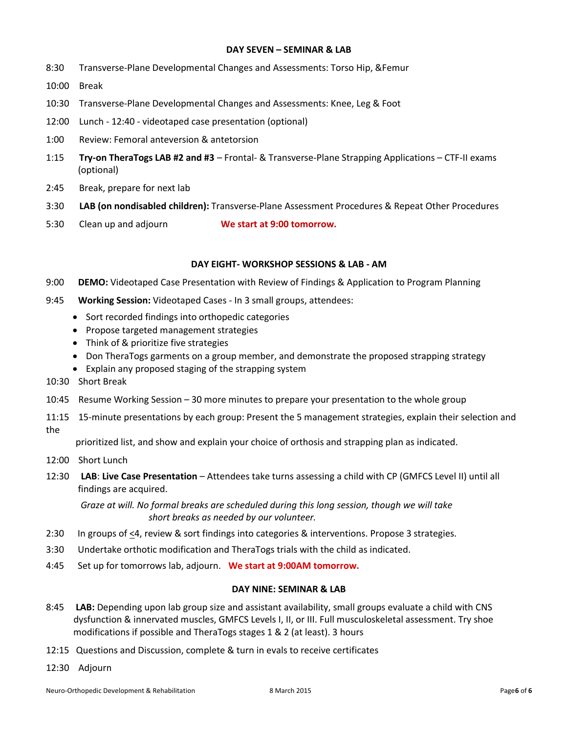## DAY SEVEN – SEMINAR & LAB

8:30 Transverse-Plane Developmental Changes and Assessments: Torso Hip, &Femur

10:00 Break

10:30 Transverse-Plane Developmental Changes and Assessments: Knee, Leg & Foot

12:00 Lunch - 12:40 - videotaped case presentation (optional)

1:00 Review: Femoral anteversion & antetorsion

1:15 **Try-on TheraTogs LAB #2 and #3** – Frontal- & Transverse-Plane Strapping Applications – CTF-II exams (optional)

2:45 Break, prepare for next lab

3:30 **LAB (on nondisabled children):** Transverse-Plane Assessment Procedures & Repeat Other Procedures

5:30 Clean up and adjourn **We start at 9:00 tomorrow.**

## DAY EIGHT- WORKSHOP SESSIONS & LAB - AM

9:00 **DEMO:** Videotaped Case Presentation with Review of Findings & Application to Program Planning

9:45 **Working Session:** Videotaped Cases - In 3 small groups, attendees:

- Sort recorded findings into orthopedic categories
- Propose targeted management strategies
- Think of & prioritize five strategies
- Don TheraTogs garments on a group member, and demonstrate the proposed strapping strategy
- Explain any proposed staging of the strapping system

10:30 Short Break

10:45 Resume Working Session – 30 more minutes to prepare your presentation to the whole group

11:15 15-minute presentations by each group: Present the 5 management strategies, explain their selection and the prioritized list, and show and explain your choice of orthosis and strapping plan as indicated.

12:00 Short Lunch

12:30 **LAB**: **Live Case Presentation** – Attendees take turns assessing a child with CP (GMFCS Level II) until all findings are acquired.

*Graze at will. No formal breaks are scheduled during this long session, though we will take short breaks as needed by our volunteer.*

2:30 In groups of ≤4, review & sort findings into categories & interventions. Propose 3 strategies.

3:30 Undertake orthotic modification and TheraTogs trials with the child as indicated.

4:45 Set up for tomorrows lab, adjourn. **We start at 9:00AM tomorrow.**

## DAY NINE: SEMINAR & LAB

8:45 **LAB:** Depending upon lab group size and assistant availability, small groups evaluate a child with CNS dysfunction & innervated muscles, GMFCS Levels I, II, or III. Full musculoskeletal assessment. Try shoe modifications if possible and TheraTogs stages 1 & 2 (at least). 3 hours

12:15 Questions and Discussion, complete & turn in evals to receive certificates

12:30 Adjourn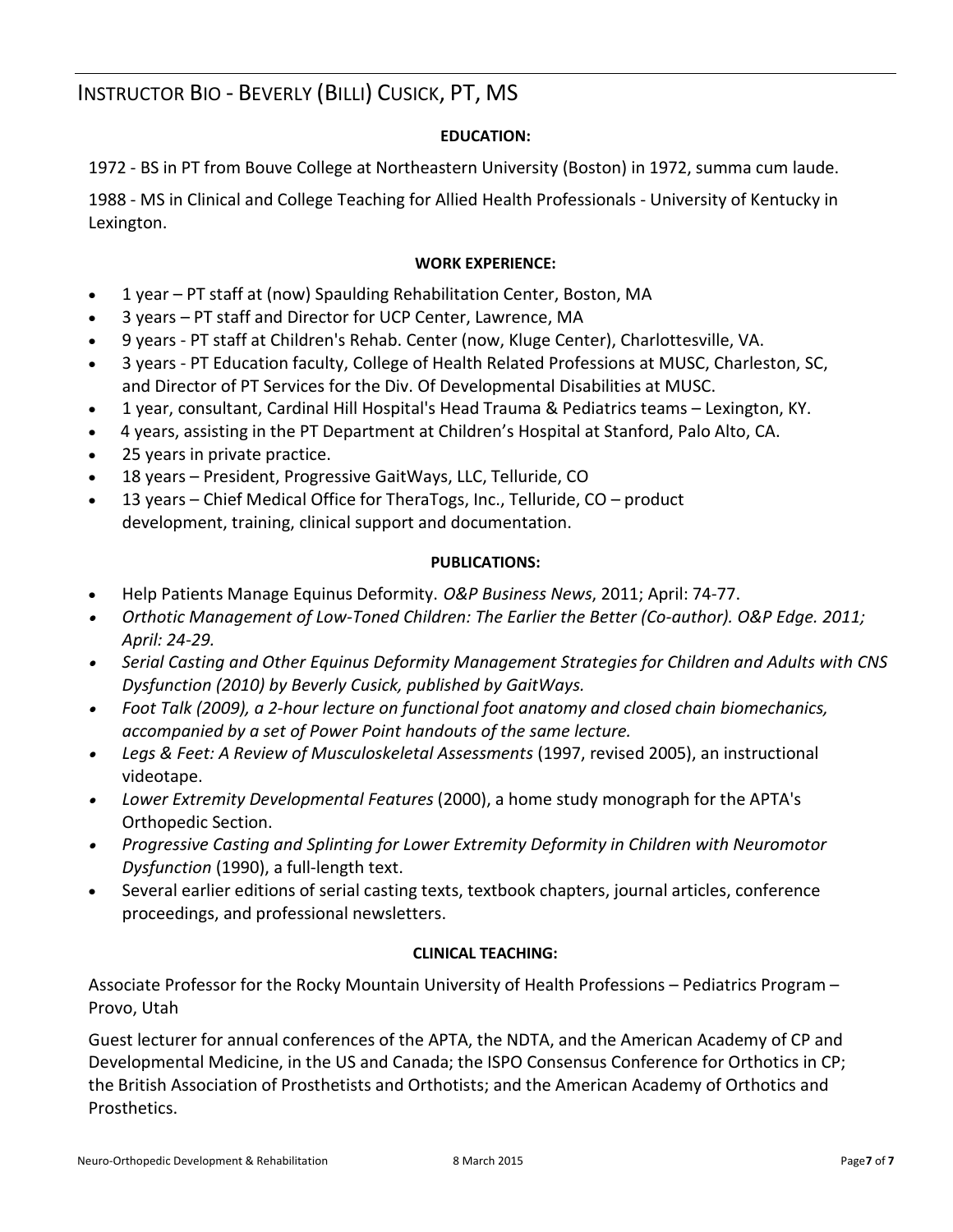# Instructor Bio - Beverly (Billi) Cusick, PT, MS

**EDUCATION:**

1972 - BS in PT from Bouve College at Northeastern University (Boston) in 1972, summa cum laude.

1988 - MS in Clinical and College Teaching for Allied Health Professionals - University of Kentucky in Lexington.

**WORK EXPERIENCE:**

- 1 year – PT staff at (now) Spaulding Rehabilitation Center, Boston, MA
- 3 years – PT staff and Director for UCP Center, Lawrence, MA
- 9 years - PT staff at Children's Rehab. Center (now, Kluge Center), Charlottesville, VA.
- 3 years - PT Education faculty, College of Health Related Professions at MUSC, Charleston, SC, and Director of PT Services for the Div. Of Developmental Disabilities at MUSC.
- 1 year, consultant, Cardinal Hill Hospital's Head Trauma & Pediatrics teams – Lexington, KY.
- 4 years, assisting in the PT Department at Children's Hospital at Stanford, Palo Alto, CA.
- 25 years in private practice.
- 18 years – President, Progressive GaitWays, LLC, Telluride, CO
- 13 years – Chief Medical Office for TheraTogs, Inc., Telluride, CO – product development, training, clinical support and documentation.

**PUBLICATIONS:**

- Help Patients Manage Equinus Deformity. *O&P Business News*, 2011; April: 74-77.
- *Orthotic Management of Low-Toned Children: The Earlier the Better (Co-author). O&P Edge. 2011; April: 24-29.*
- *Serial Casting and Other Equinus Deformity Management Strategies for Children and Adults with CNS Dysfunction (2010) by Beverly Cusick, published by GaitWays.*
- *Foot Talk (2009), a 2-hour lecture on functional foot anatomy and closed chain biomechanics, accompanied by a set of Power Point handouts of the same lecture.*
- *Legs & Feet: A Review of Musculoskeletal Assessments* (1997, revised 2005), an instructional videotape.
- *Lower Extremity Developmental Features* (2000), a home study monograph for the APTA's Orthopedic Section.
- *Progressive Casting and Splinting for Lower Extremity Deformity in Children with Neuromotor Dysfunction* (1990), a full-length text.
- Several earlier editions of serial casting texts, textbook chapters, journal articles, conference proceedings, and professional newsletters.

**CLINICAL TEACHING:**

Associate Professor for the Rocky Mountain University of Health Professions – Pediatrics Program – Provo, Utah

Guest lecturer for annual conferences of the APTA, the NDTA, and the American Academy of CP and Developmental Medicine, in the US and Canada; the ISPO Consensus Conference for Orthotics in CP; the British Association of Prosthetists and Orthotists; and the American Academy of Orthotics and Prosthetics.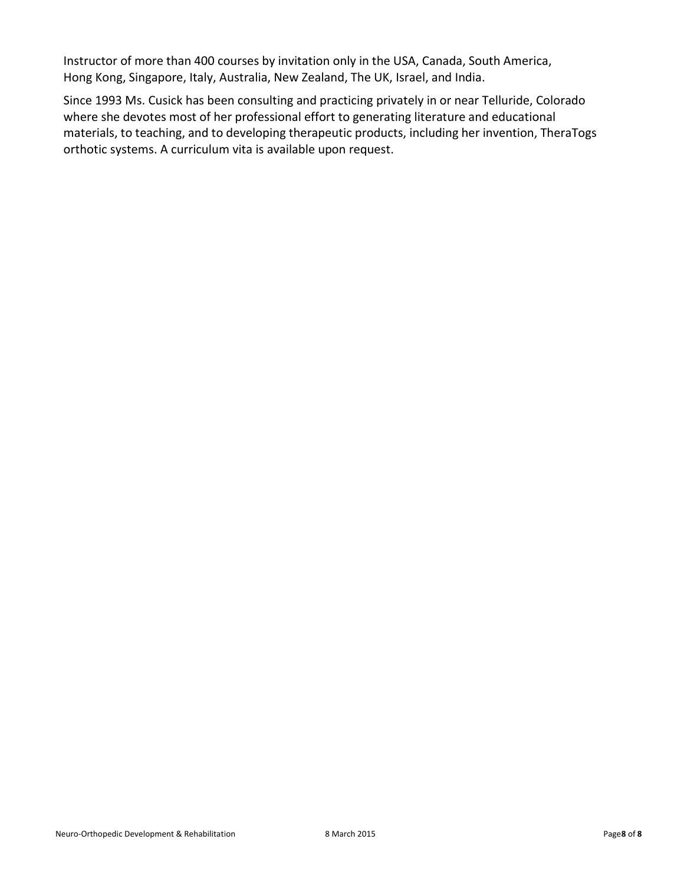Instructor of more than 400 courses by invitation only in the USA, Canada, South America, Hong Kong, Singapore, Italy, Australia, New Zealand, The UK, Israel, and India.

Since 1993 Ms. Cusick has been consulting and practicing privately in or near Telluride, Colorado where she devotes most of her professional effort to generating literature and educational materials, to teaching, and to developing therapeutic products, including her invention, TheraTogs orthotic systems. A curriculum vita is available upon request.